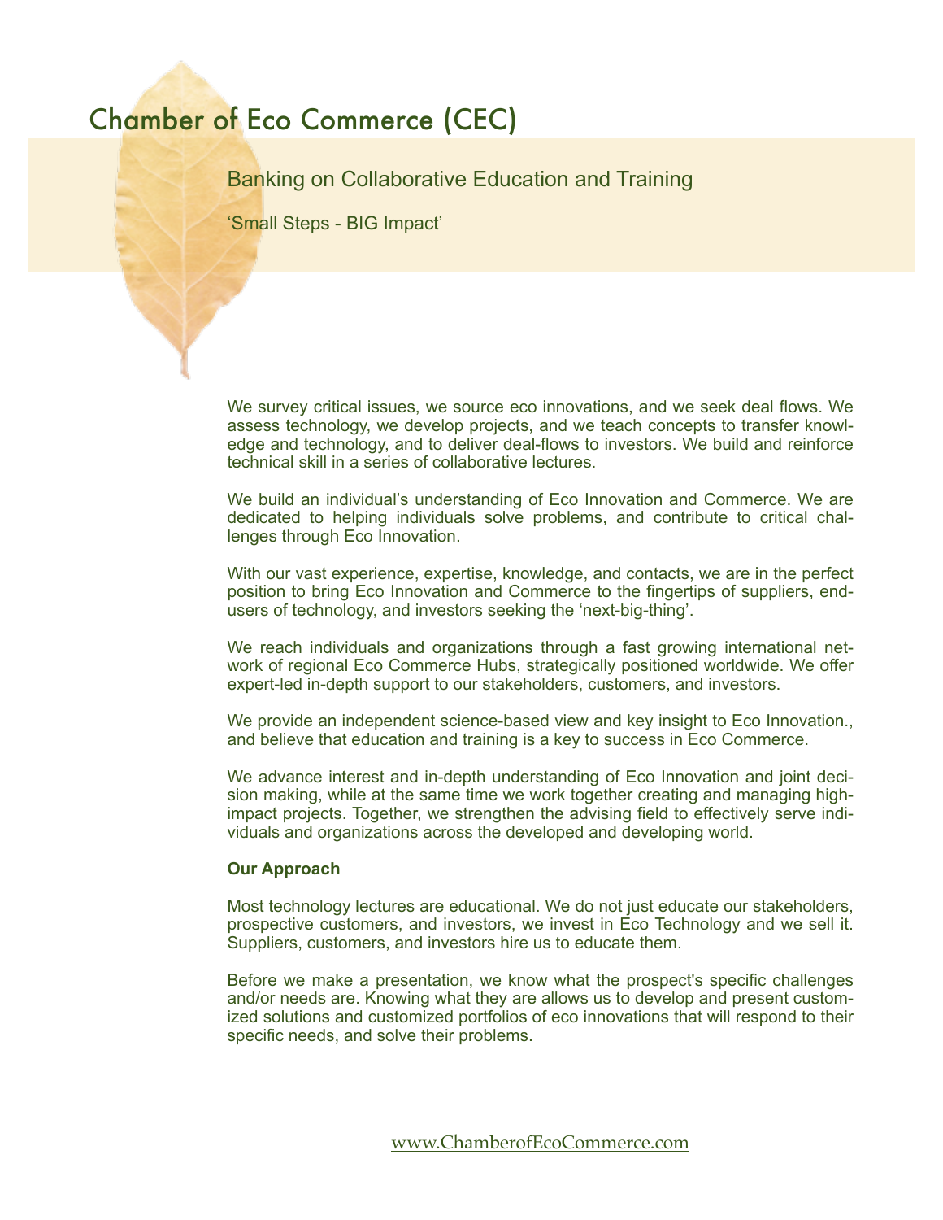# Chamber of Eco Commerce (CEC)

## Banking on Collaborative Education and Training

'Small Steps - BIG Impact'

We survey critical issues, we source eco innovations, and we seek deal flows. We assess technology, we develop projects, and we teach concepts to transfer knowledge and technology, and to deliver deal-flows to investors. We build and reinforce technical skill in a series of collaborative lectures.

We build an individual's understanding of Eco Innovation and Commerce. We are dedicated to helping individuals solve problems, and contribute to critical challenges through Eco Innovation.

With our vast experience, expertise, knowledge, and contacts, we are in the perfect position to bring Eco Innovation and Commerce to the fingertips of suppliers, end-users of technology, and investors seeking the 'next-big-thing'.

We reach individuals and organizations through a fast growing international network of regional Eco Commerce Hubs, strategically positioned worldwide. We offer expert-led in-depth support to our stakeholders, customers, and investors.

We provide an independent science-based view and key insight to Eco Innovation., and believe that education and training is a key to success in Eco Commerce.

We advance interest and in-depth understanding of Eco Innovation and joint decision making, while at the same time we work together creating and managing high-impact projects. Together, we strengthen the advising field to effectively serve individuals and organizations across the developed and developing world.

**Our Approach**

Most technology lectures are educational. We do not just educate our stakeholders, prospective customers, and investors, we invest in Eco Technology and we sell it. Suppliers, customers, and investors hire us to educate them.

Before we make a presentation, we know what the prospect's specific challenges and/or needs are. Knowing what they are allows us to develop and present customized solutions and customized portfolios of eco innovations that will respond to their specific needs, and solve their problems.

www.ChamberofEcoCommerce.com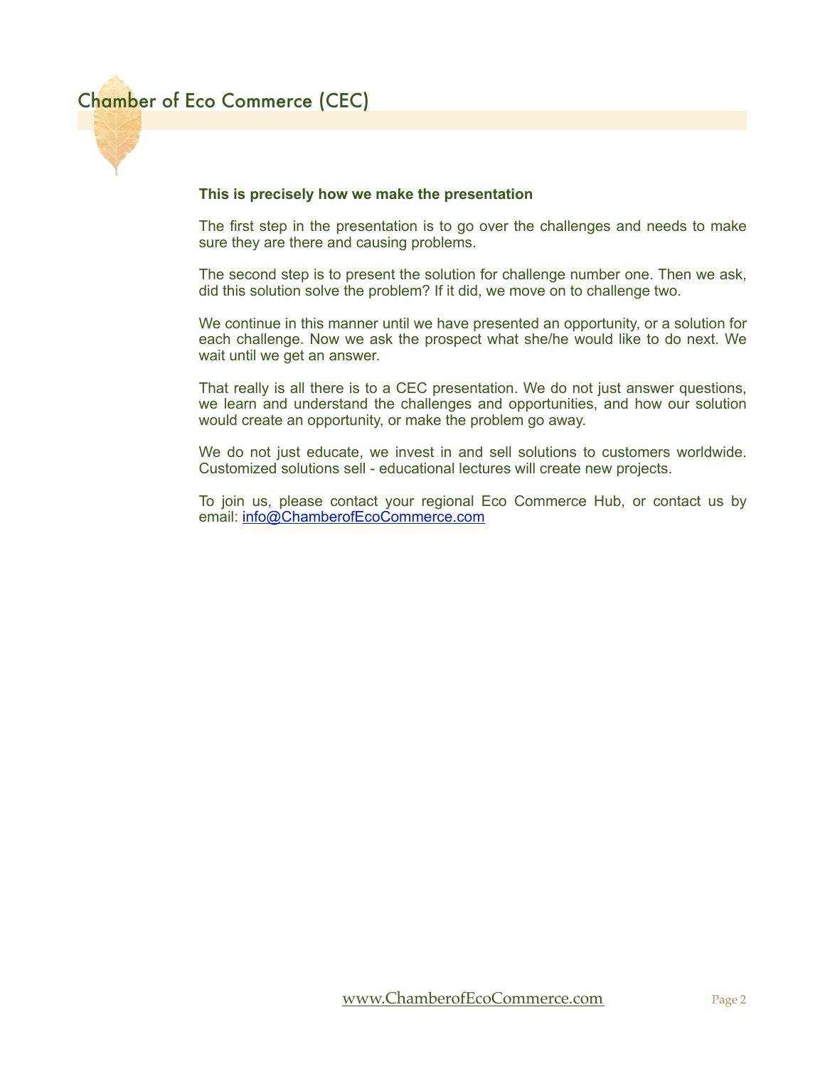**This is precisely how we make the presentation**

The first step in the presentation is to go over the challenges and needs to make sure they are there and causing problems.

The second step is to present the solution for challenge number one. Then we ask, did this solution solve the problem? If it did, we move on to challenge two.

We continue in this manner until we have presented an opportunity, or a solution for each challenge. Now we ask the prospect what she/he would like to do next. We wait until we get an answer.

That really is all there is to a CEC presentation. We do not just answer questions, we learn and understand the challenges and opportunities, and how our solution would create an opportunity, or make the problem go away.

We do not just educate, we invest in and sell solutions to customers worldwide. Customized solutions sell - educational lectures will create new projects.

To join us, please contact your regional Eco Commerce Hub, or contact us by email: info@ChamberofEcoCommerce.com